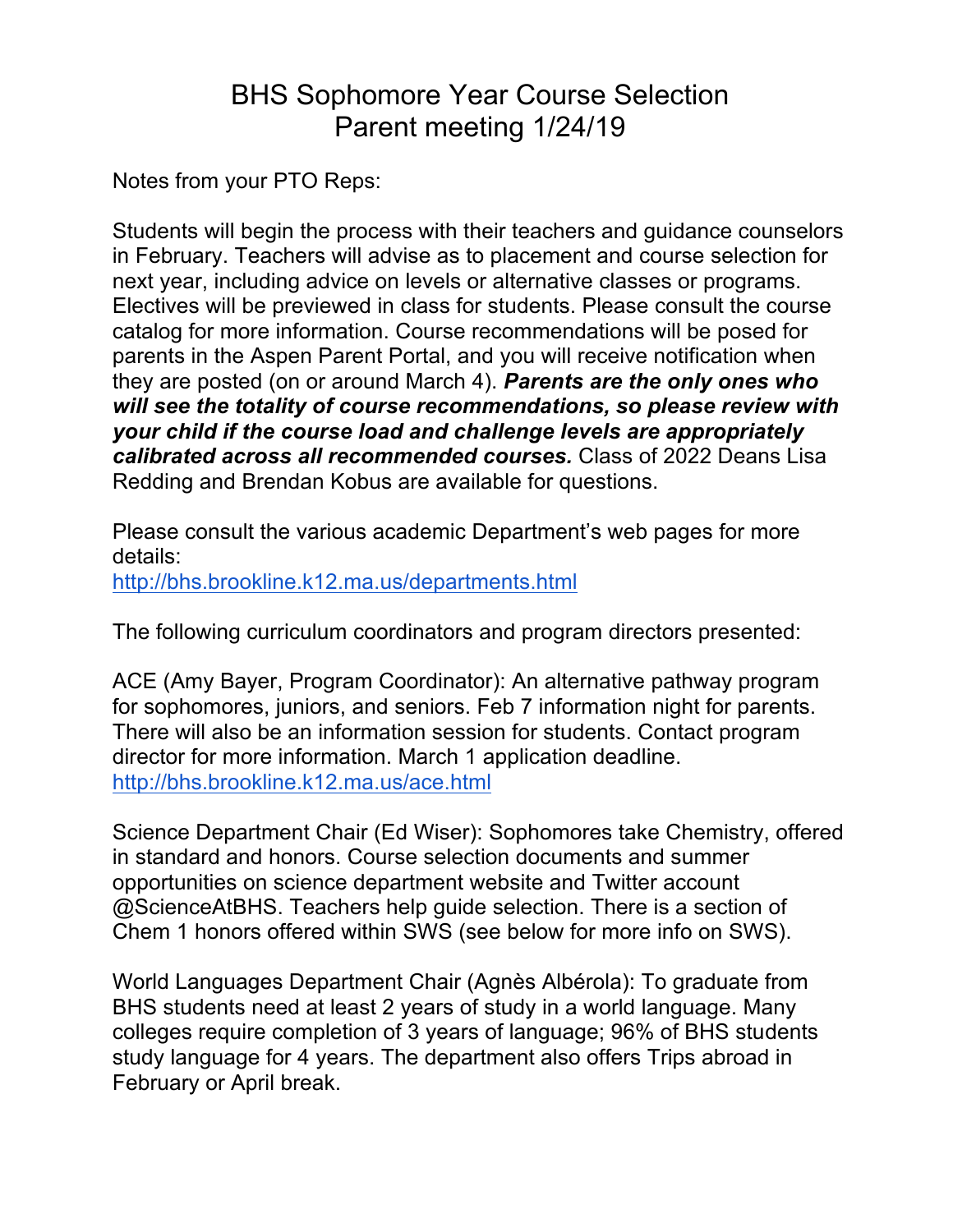# BHS Sophomore Year Course Selection
# Parent meeting 1/24/19

Notes from your PTO Reps:

Students will begin the process with their teachers and guidance counselors in February. Teachers will advise as to placement and course selection for next year, including advice on levels or alternative classes or programs. Electives will be previewed in class for students. Please consult the course catalog for more information. Course recommendations will be posed for parents in the Aspen Parent Portal, and you will receive notification when they are posted (on or around March 4). ***Parents are the only ones who will see the totality of course recommendations, so please review with your child if the course load and challenge levels are appropriately calibrated across all recommended courses.*** Class of 2022 Deans Lisa Redding and Brendan Kobus are available for questions.

Please consult the various academic Department's web pages for more details:
http://bhs.brookline.k12.ma.us/departments.html

The following curriculum coordinators and program directors presented:

ACE (Amy Bayer, Program Coordinator): An alternative pathway program for sophomores, juniors, and seniors. Feb 7 information night for parents. There will also be an information session for students. Contact program director for more information. March 1 application deadline.
http://bhs.brookline.k12.ma.us/ace.html

Science Department Chair (Ed Wiser): Sophomores take Chemistry, offered in standard and honors. Course selection documents and summer opportunities on science department website and Twitter account @ScienceAtBHS. Teachers help guide selection. There is a section of Chem 1 honors offered within SWS (see below for more info on SWS).

World Languages Department Chair (Agnès Albérola): To graduate from BHS students need at least 2 years of study in a world language. Many colleges require completion of 3 years of language; 96% of BHS students study language for 4 years. The department also offers Trips abroad in February or April break.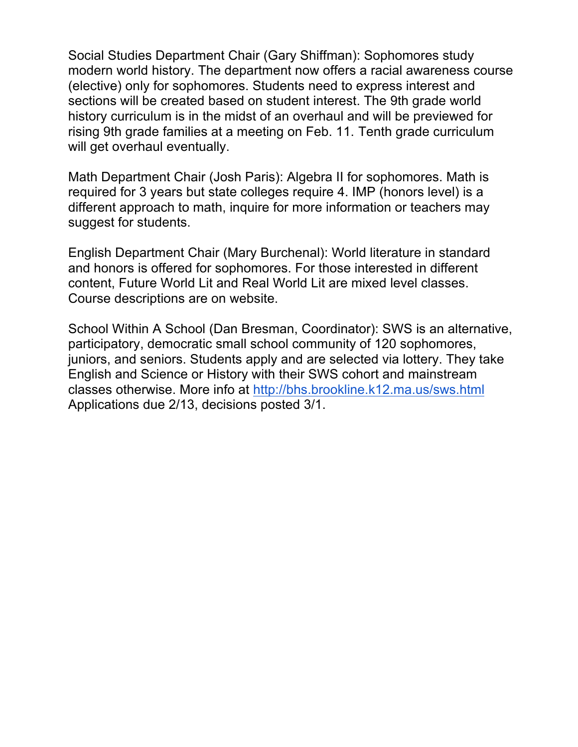Social Studies Department Chair (Gary Shiffman): Sophomores study modern world history. The department now offers a racial awareness course (elective) only for sophomores. Students need to express interest and sections will be created based on student interest. The 9th grade world history curriculum is in the midst of an overhaul and will be previewed for rising 9th grade families at a meeting on Feb. 11. Tenth grade curriculum will get overhaul eventually.

Math Department Chair (Josh Paris): Algebra II for sophomores. Math is required for 3 years but state colleges require 4. IMP (honors level) is a different approach to math, inquire for more information or teachers may suggest for students.

English Department Chair (Mary Burchenal): World literature in standard and honors is offered for sophomores. For those interested in different content, Future World Lit and Real World Lit are mixed level classes. Course descriptions are on website.

School Within A School (Dan Bresman, Coordinator): SWS is an alternative, participatory, democratic small school community of 120 sophomores, juniors, and seniors. Students apply and are selected via lottery. They take English and Science or History with their SWS cohort and mainstream classes otherwise. More info at [http://bhs.brookline.k12.ma.us/sws.html](http://bhs.brookline.k12.ma.us/sws.html) Applications due 2/13, decisions posted 3/1.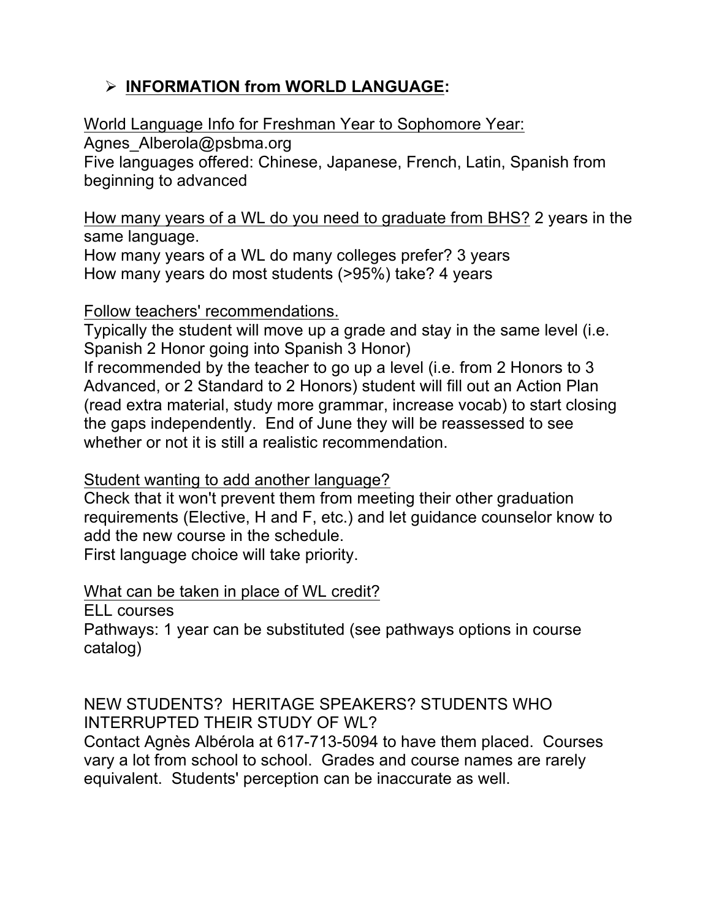- **INFORMATION from WORLD LANGUAGE:**

World Language Info for Freshman Year to Sophomore Year:
Agnes_Alberola@psbma.org
Five languages offered: Chinese, Japanese, French, Latin, Spanish from beginning to advanced

How many years of a WL do you need to graduate from BHS? 2 years in the same language.
How many years of a WL do many colleges prefer? 3 years
How many years do most students (>95%) take? 4 years

Follow teachers' recommendations.
Typically the student will move up a grade and stay in the same level (i.e. Spanish 2 Honor going into Spanish 3 Honor)
If recommended by the teacher to go up a level (i.e. from 2 Honors to 3 Advanced, or 2 Standard to 2 Honors) student will fill out an Action Plan (read extra material, study more grammar, increase vocab) to start closing the gaps independently. End of June they will be reassessed to see whether or not it is still a realistic recommendation.

Student wanting to add another language?
Check that it won't prevent them from meeting their other graduation requirements (Elective, H and F, etc.) and let guidance counselor know to add the new course in the schedule.
First language choice will take priority.

What can be taken in place of WL credit?
ELL courses
Pathways: 1 year can be substituted (see pathways options in course catalog)

NEW STUDENTS? HERITAGE SPEAKERS? STUDENTS WHO INTERRUPTED THEIR STUDY OF WL?
Contact Agnès Albérola at 617-713-5094 to have them placed. Courses vary a lot from school to school. Grades and course names are rarely equivalent. Students' perception can be inaccurate as well.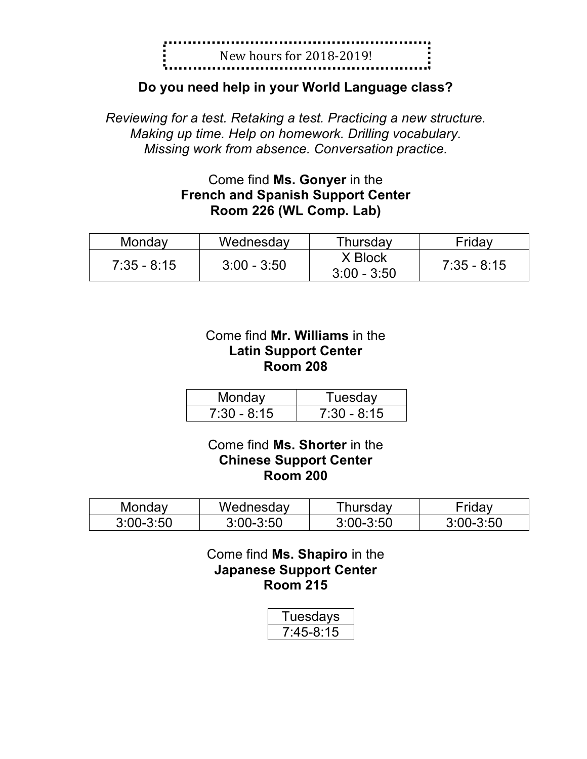New hours for 2018-2019!

## Do you need help in your World Language class?

*Reviewing for a test. Retaking a test. Practicing a new structure. Making up time. Help on homework. Drilling vocabulary. Missing work from absence. Conversation practice.*

Come find **Ms. Gonyer** in the
**French and Spanish Support Center**
**Room 226 (WL Comp. Lab)**

| Monday | Wednesday | Thursday | Friday |
| --- | --- | --- | --- |
| 7:35 - 8:15 | 3:00 - 3:50 | X Block 3:00 - 3:50 | 7:35 - 8:15 |

Come find **Mr. Williams** in the
**Latin Support Center**
**Room 208**

| Monday | Tuesday |
| --- | --- |
| 7:30 - 8:15 | 7:30 - 8:15 |

Come find **Ms. Shorter** in the
**Chinese Support Center**
**Room 200**

| Monday | Wednesday | Thursday | Friday |
| --- | --- | --- | --- |
| 3:00-3:50 | 3:00-3:50 | 3:00-3:50 | 3:00-3:50 |

Come find **Ms. Shapiro** in the
**Japanese Support Center**
**Room 215**

| Tuesdays |
| --- |
| 7:45-8:15 |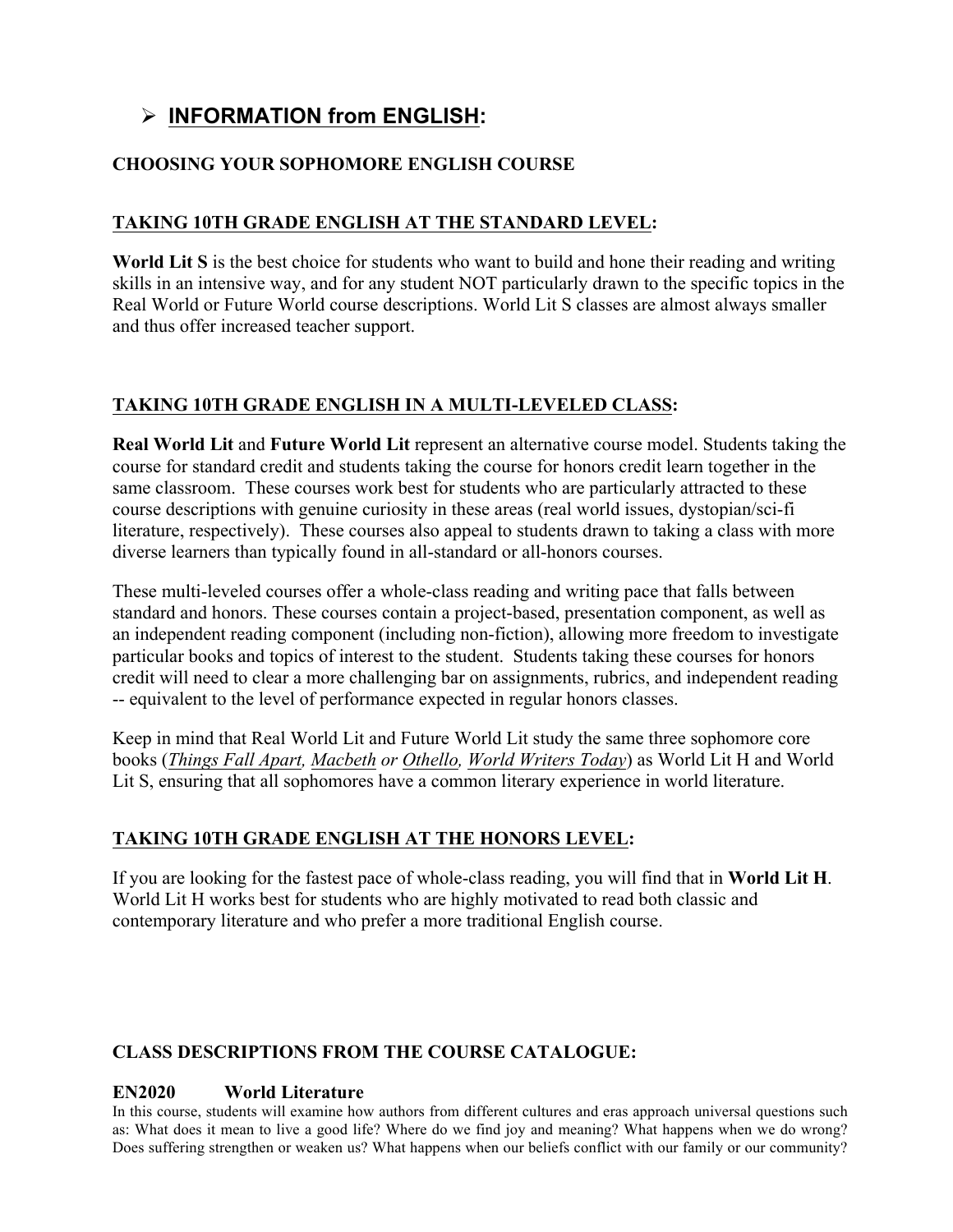## ➢ <u>**INFORMATION from ENGLISH**</u>:

### CHOOSING YOUR SOPHOMORE ENGLISH COURSE

### <u>TAKING 10TH GRADE ENGLISH AT THE STANDARD LEVEL</u>:

**World Lit S** is the best choice for students who want to build and hone their reading and writing skills in an intensive way, and for any student NOT particularly drawn to the specific topics in the Real World or Future World course descriptions. World Lit S classes are almost always smaller and thus offer increased teacher support.

### <u>TAKING 10TH GRADE ENGLISH IN A MULTI-LEVELED CLASS</u>:

**Real World Lit** and **Future World Lit** represent an alternative course model. Students taking the course for standard credit and students taking the course for honors credit learn together in the same classroom. These courses work best for students who are particularly attracted to these course descriptions with genuine curiosity in these areas (real world issues, dystopian/sci-fi literature, respectively). These courses also appeal to students drawn to taking a class with more diverse learners than typically found in all-standard or all-honors courses.

These multi-leveled courses offer a whole-class reading and writing pace that falls between standard and honors. These courses contain a project-based, presentation component, as well as an independent reading component (including non-fiction), allowing more freedom to investigate particular books and topics of interest to the student. Students taking these courses for honors credit will need to clear a more challenging bar on assignments, rubrics, and independent reading -- equivalent to the level of performance expected in regular honors classes.

Keep in mind that Real World Lit and Future World Lit study the same three sophomore core books (*<u>Things Fall Apart</u>, <u>Macbeth</u> or <u>Othello</u>, <u>World Writers Today</u>*) as World Lit H and World Lit S, ensuring that all sophomores have a common literary experience in world literature.

### <u>TAKING 10TH GRADE ENGLISH AT THE HONORS LEVEL</u>:

If you are looking for the fastest pace of whole-class reading, you will find that in **World Lit H**. World Lit H works best for students who are highly motivated to read both classic and contemporary literature and who prefer a more traditional English course.

### CLASS DESCRIPTIONS FROM THE COURSE CATALOGUE:

**EN2020 World Literature**

In this course, students will examine how authors from different cultures and eras approach universal questions such as: What does it mean to live a good life? Where do we find joy and meaning? What happens when we do wrong? Does suffering strengthen or weaken us? What happens when our beliefs conflict with our family or our community?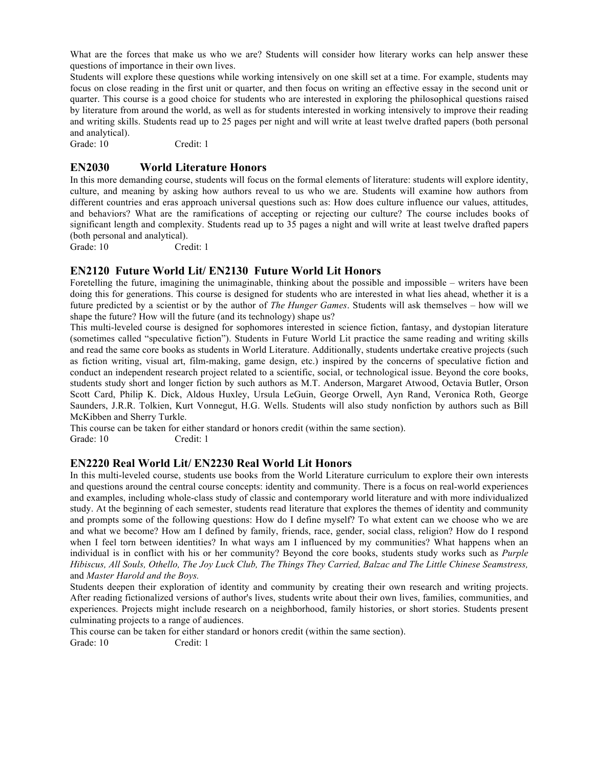What are the forces that make us who we are? Students will consider how literary works can help answer these questions of importance in their own lives.

Students will explore these questions while working intensively on one skill set at a time. For example, students may focus on close reading in the first unit or quarter, and then focus on writing an effective essay in the second unit or quarter. This course is a good choice for students who are interested in exploring the philosophical questions raised by literature from around the world, as well as for students interested in working intensively to improve their reading and writing skills. Students read up to 25 pages per night and will write at least twelve drafted papers (both personal and analytical).

Grade: 10 Credit: 1

### EN2030 World Literature Honors

In this more demanding course, students will focus on the formal elements of literature: students will explore identity, culture, and meaning by asking how authors reveal to us who we are. Students will examine how authors from different countries and eras approach universal questions such as: How does culture influence our values, attitudes, and behaviors? What are the ramifications of accepting or rejecting our culture? The course includes books of significant length and complexity. Students read up to 35 pages a night and will write at least twelve drafted papers (both personal and analytical).

Grade: 10 Credit: 1

### EN2120 Future World Lit/ EN2130 Future World Lit Honors

Foretelling the future, imagining the unimaginable, thinking about the possible and impossible – writers have been doing this for generations. This course is designed for students who are interested in what lies ahead, whether it is a future predicted by a scientist or by the author of *The Hunger Games*. Students will ask themselves – how will we shape the future? How will the future (and its technology) shape us?

This multi-leveled course is designed for sophomores interested in science fiction, fantasy, and dystopian literature (sometimes called "speculative fiction"). Students in Future World Lit practice the same reading and writing skills and read the same core books as students in World Literature. Additionally, students undertake creative projects (such as fiction writing, visual art, film-making, game design, etc.) inspired by the concerns of speculative fiction and conduct an independent research project related to a scientific, social, or technological issue. Beyond the core books, students study short and longer fiction by such authors as M.T. Anderson, Margaret Atwood, Octavia Butler, Orson Scott Card, Philip K. Dick, Aldous Huxley, Ursula LeGuin, George Orwell, Ayn Rand, Veronica Roth, George Saunders, J.R.R. Tolkien, Kurt Vonnegut, H.G. Wells. Students will also study nonfiction by authors such as Bill McKibben and Sherry Turkle.

This course can be taken for either standard or honors credit (within the same section).

Grade: 10 Credit: 1

### EN2220 Real World Lit/ EN2230 Real World Lit Honors

In this multi-leveled course, students use books from the World Literature curriculum to explore their own interests and questions around the central course concepts: identity and community. There is a focus on real-world experiences and examples, including whole-class study of classic and contemporary world literature and with more individualized study. At the beginning of each semester, students read literature that explores the themes of identity and community and prompts some of the following questions: How do I define myself? To what extent can we choose who we are and what we become? How am I defined by family, friends, race, gender, social class, religion? How do I respond when I feel torn between identities? In what ways am I influenced by my communities? What happens when an individual is in conflict with his or her community? Beyond the core books, students study works such as *Purple Hibiscus, All Souls, Othello, The Joy Luck Club, The Things They Carried, Balzac and The Little Chinese Seamstress,* and *Master Harold and the Boys.*

Students deepen their exploration of identity and community by creating their own research and writing projects. After reading fictionalized versions of author's lives, students write about their own lives, families, communities, and experiences. Projects might include research on a neighborhood, family histories, or short stories. Students present culminating projects to a range of audiences.

This course can be taken for either standard or honors credit (within the same section).

Grade: 10 Credit: 1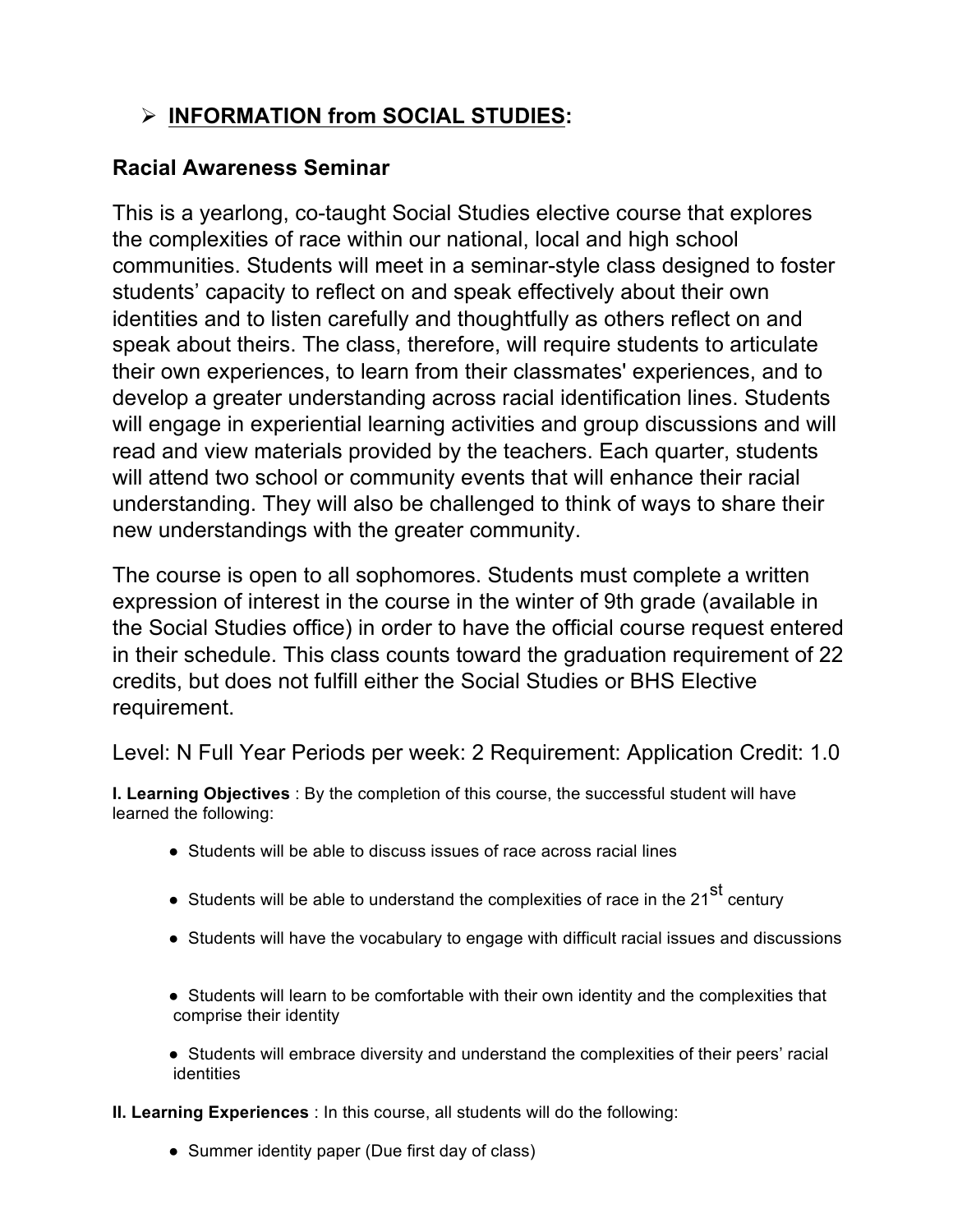## ➢ INFORMATION from SOCIAL STUDIES:

### Racial Awareness Seminar

This is a yearlong, co-taught Social Studies elective course that explores the complexities of race within our national, local and high school communities. Students will meet in a seminar-style class designed to foster students' capacity to reflect on and speak effectively about their own identities and to listen carefully and thoughtfully as others reflect on and speak about theirs. The class, therefore, will require students to articulate their own experiences, to learn from their classmates' experiences, and to develop a greater understanding across racial identification lines. Students will engage in experiential learning activities and group discussions and will read and view materials provided by the teachers. Each quarter, students will attend two school or community events that will enhance their racial understanding. They will also be challenged to think of ways to share their new understandings with the greater community.

The course is open to all sophomores. Students must complete a written expression of interest in the course in the winter of 9th grade (available in the Social Studies office) in order to have the official course request entered in their schedule. This class counts toward the graduation requirement of 22 credits, but does not fulfill either the Social Studies or BHS Elective requirement.

Level: N Full Year Periods per week: 2 Requirement: Application Credit: 1.0

**I. Learning Objectives** : By the completion of this course, the successful student will have learned the following:

- Students will be able to discuss issues of race across racial lines
- Students will be able to understand the complexities of race in the 21st century
- Students will have the vocabulary to engage with difficult racial issues and discussions
- Students will learn to be comfortable with their own identity and the complexities that comprise their identity
- Students will embrace diversity and understand the complexities of their peers' racial identities

**II. Learning Experiences** : In this course, all students will do the following:

- Summer identity paper (Due first day of class)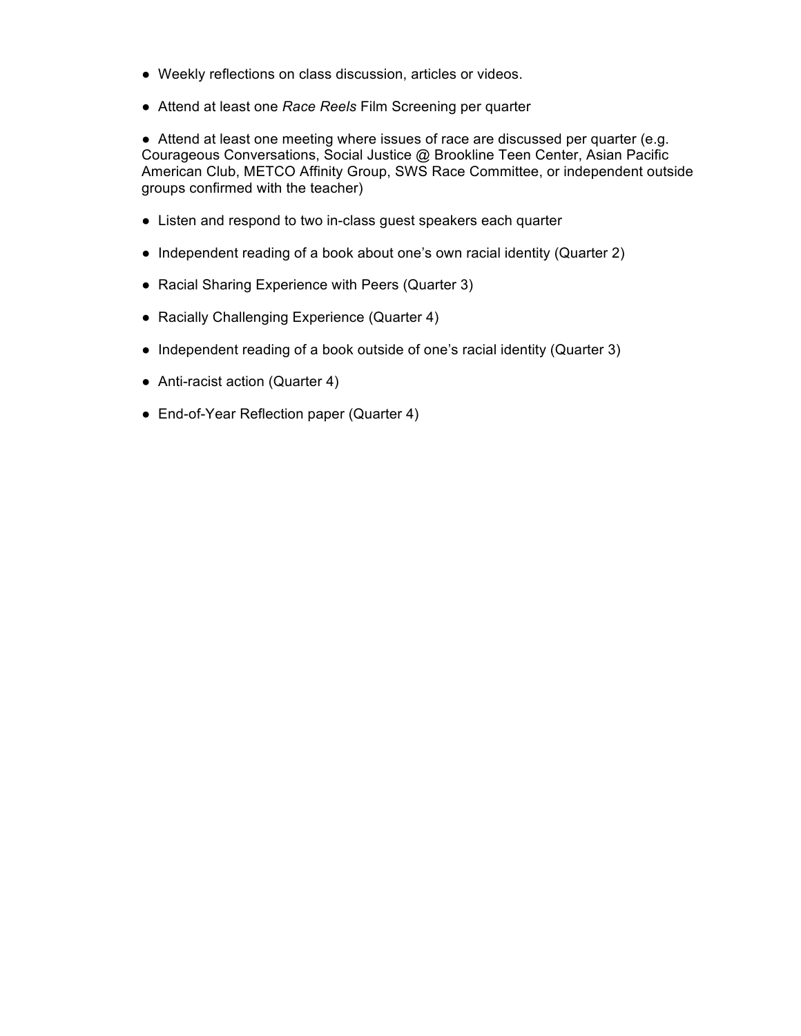- Weekly reflections on class discussion, articles or videos.
- Attend at least one *Race Reels* Film Screening per quarter
- Attend at least one meeting where issues of race are discussed per quarter (e.g. Courageous Conversations, Social Justice @ Brookline Teen Center, Asian Pacific American Club, METCO Affinity Group, SWS Race Committee, or independent outside groups confirmed with the teacher)
- Listen and respond to two in-class guest speakers each quarter
- Independent reading of a book about one's own racial identity (Quarter 2)
- Racial Sharing Experience with Peers (Quarter 3)
- Racially Challenging Experience (Quarter 4)
- Independent reading of a book outside of one's racial identity (Quarter 3)
- Anti-racist action (Quarter 4)
- End-of-Year Reflection paper (Quarter 4)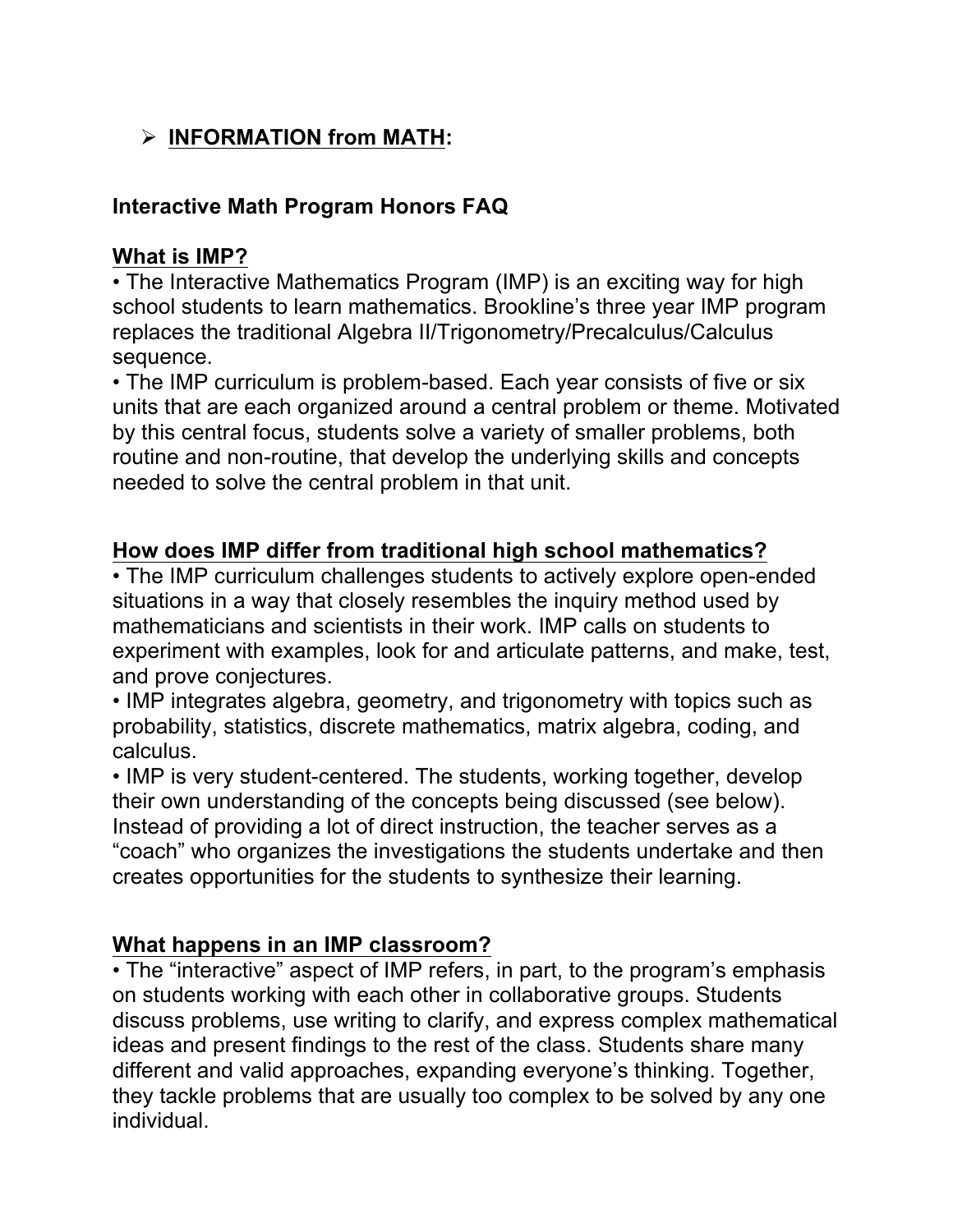- **<u>INFORMATION from MATH</u>:**

**Interactive Math Program Honors FAQ**

**<u>What is IMP?</u>**

• The Interactive Mathematics Program (IMP) is an exciting way for high school students to learn mathematics. Brookline's three year IMP program replaces the traditional Algebra II/Trigonometry/Precalculus/Calculus sequence.

• The IMP curriculum is problem-based. Each year consists of five or six units that are each organized around a central problem or theme. Motivated by this central focus, students solve a variety of smaller problems, both routine and non-routine, that develop the underlying skills and concepts needed to solve the central problem in that unit.

**<u>How does IMP differ from traditional high school mathematics?</u>**

• The IMP curriculum challenges students to actively explore open-ended situations in a way that closely resembles the inquiry method used by mathematicians and scientists in their work. IMP calls on students to experiment with examples, look for and articulate patterns, and make, test, and prove conjectures.

• IMP integrates algebra, geometry, and trigonometry with topics such as probability, statistics, discrete mathematics, matrix algebra, coding, and calculus.

• IMP is very student-centered. The students, working together, develop their own understanding of the concepts being discussed (see below). Instead of providing a lot of direct instruction, the teacher serves as a "coach" who organizes the investigations the students undertake and then creates opportunities for the students to synthesize their learning.

**<u>What happens in an IMP classroom?</u>**

• The "interactive" aspect of IMP refers, in part, to the program's emphasis on students working with each other in collaborative groups. Students discuss problems, use writing to clarify, and express complex mathematical ideas and present findings to the rest of the class. Students share many different and valid approaches, expanding everyone's thinking. Together, they tackle problems that are usually too complex to be solved by any one individual.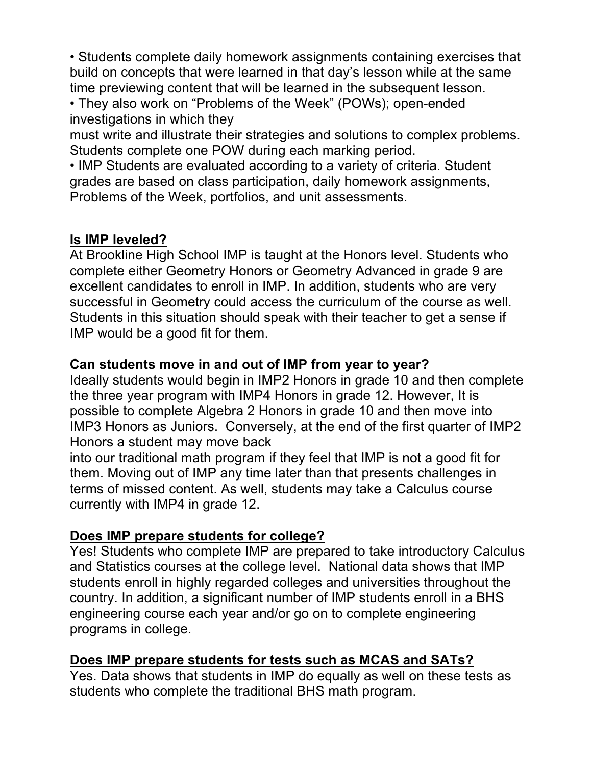- Students complete daily homework assignments containing exercises that build on concepts that were learned in that day's lesson while at the same time previewing content that will be learned in the subsequent lesson.
- They also work on "Problems of the Week" (POWs); open-ended investigations in which they must write and illustrate their strategies and solutions to complex problems. Students complete one POW during each marking period.
- IMP Students are evaluated according to a variety of criteria. Student grades are based on class participation, daily homework assignments, Problems of the Week, portfolios, and unit assessments.

**<u>Is IMP leveled?</u>**

At Brookline High School IMP is taught at the Honors level. Students who complete either Geometry Honors or Geometry Advanced in grade 9 are excellent candidates to enroll in IMP. In addition, students who are very successful in Geometry could access the curriculum of the course as well. Students in this situation should speak with their teacher to get a sense if IMP would be a good fit for them.

**<u>Can students move in and out of IMP from year to year?</u>**

Ideally students would begin in IMP2 Honors in grade 10 and then complete the three year program with IMP4 Honors in grade 12. However, It is possible to complete Algebra 2 Honors in grade 10 and then move into IMP3 Honors as Juniors. Conversely, at the end of the first quarter of IMP2 Honors a student may move back into our traditional math program if they feel that IMP is not a good fit for them. Moving out of IMP any time later than that presents challenges in terms of missed content. As well, students may take a Calculus course currently with IMP4 in grade 12.

**<u>Does IMP prepare students for college?</u>**

Yes! Students who complete IMP are prepared to take introductory Calculus and Statistics courses at the college level. National data shows that IMP students enroll in highly regarded colleges and universities throughout the country. In addition, a significant number of IMP students enroll in a BHS engineering course each year and/or go on to complete engineering programs in college.

**<u>Does IMP prepare students for tests such as MCAS and SATs?</u>**

Yes. Data shows that students in IMP do equally as well on these tests as students who complete the traditional BHS math program.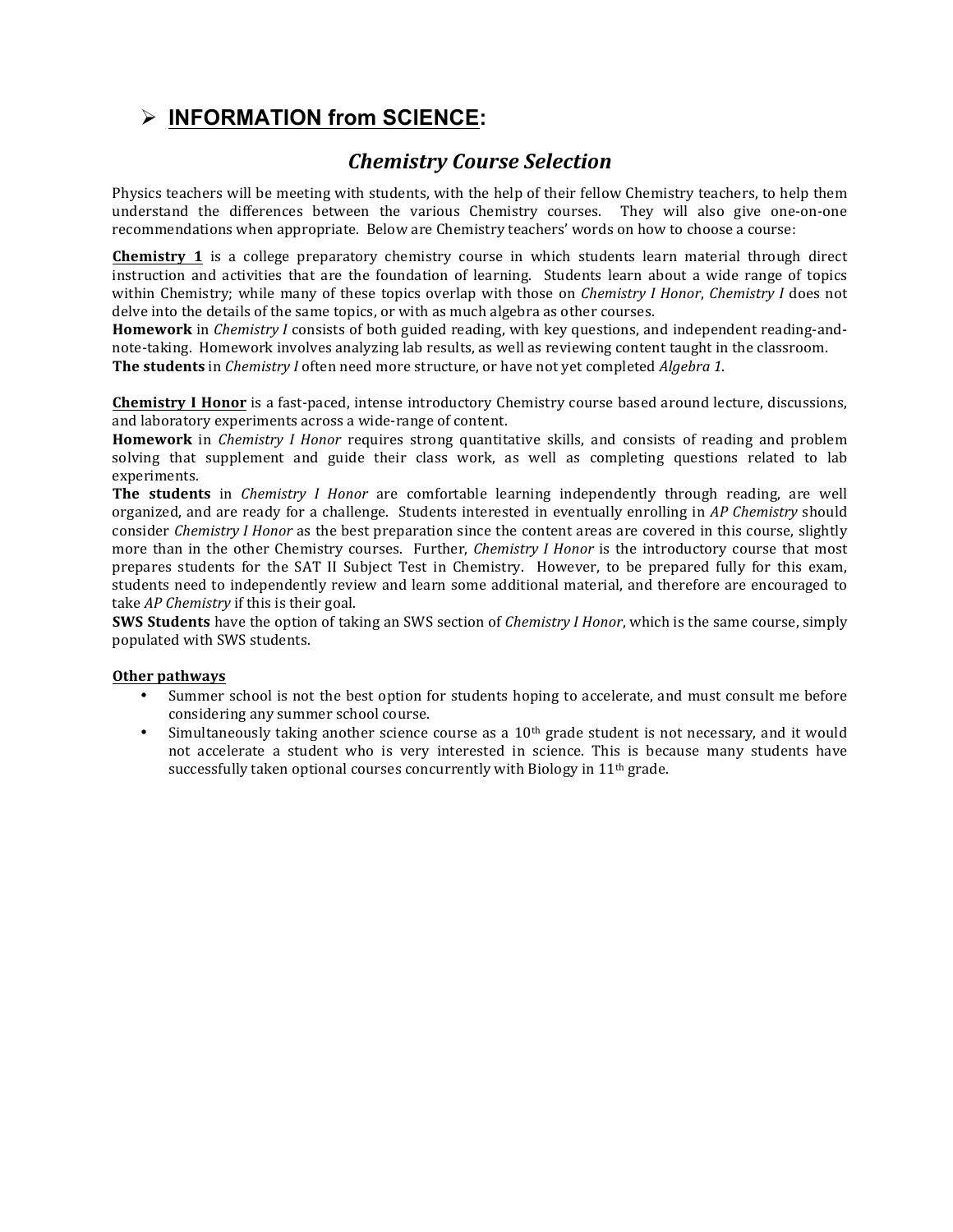## ➢ **INFORMATION from SCIENCE:**

### *Chemistry Course Selection*

Physics teachers will be meeting with students, with the help of their fellow Chemistry teachers, to help them understand the differences between the various Chemistry courses. They will also give one-on-one recommendations when appropriate. Below are Chemistry teachers' words on how to choose a course:

**Chemistry 1** is a college preparatory chemistry course in which students learn material through direct instruction and activities that are the foundation of learning. Students learn about a wide range of topics within Chemistry; while many of these topics overlap with those on *Chemistry I Honor*, *Chemistry I* does not delve into the details of the same topics, or with as much algebra as other courses.
**Homework** in *Chemistry I* consists of both guided reading, with key questions, and independent reading-and-note-taking. Homework involves analyzing lab results, as well as reviewing content taught in the classroom.
**The students** in *Chemistry I* often need more structure, or have not yet completed *Algebra 1*.

**Chemistry I Honor** is a fast-paced, intense introductory Chemistry course based around lecture, discussions, and laboratory experiments across a wide-range of content.
**Homework** in *Chemistry I Honor* requires strong quantitative skills, and consists of reading and problem solving that supplement and guide their class work, as well as completing questions related to lab experiments.
**The students** in *Chemistry I Honor* are comfortable learning independently through reading, are well organized, and are ready for a challenge. Students interested in eventually enrolling in *AP Chemistry* should consider *Chemistry I Honor* as the best preparation since the content areas are covered in this course, slightly more than in the other Chemistry courses. Further, *Chemistry I Honor* is the introductory course that most prepares students for the SAT II Subject Test in Chemistry. However, to be prepared fully for this exam, students need to independently review and learn some additional material, and therefore are encouraged to take *AP Chemistry* if this is their goal.
**SWS Students** have the option of taking an SWS section of *Chemistry I Honor*, which is the same course, simply populated with SWS students.

**Other pathways**

- Summer school is not the best option for students hoping to accelerate, and must consult me before considering any summer school course.
- Simultaneously taking another science course as a 10th grade student is not necessary, and it would not accelerate a student who is very interested in science. This is because many students have successfully taken optional courses concurrently with Biology in 11th grade.